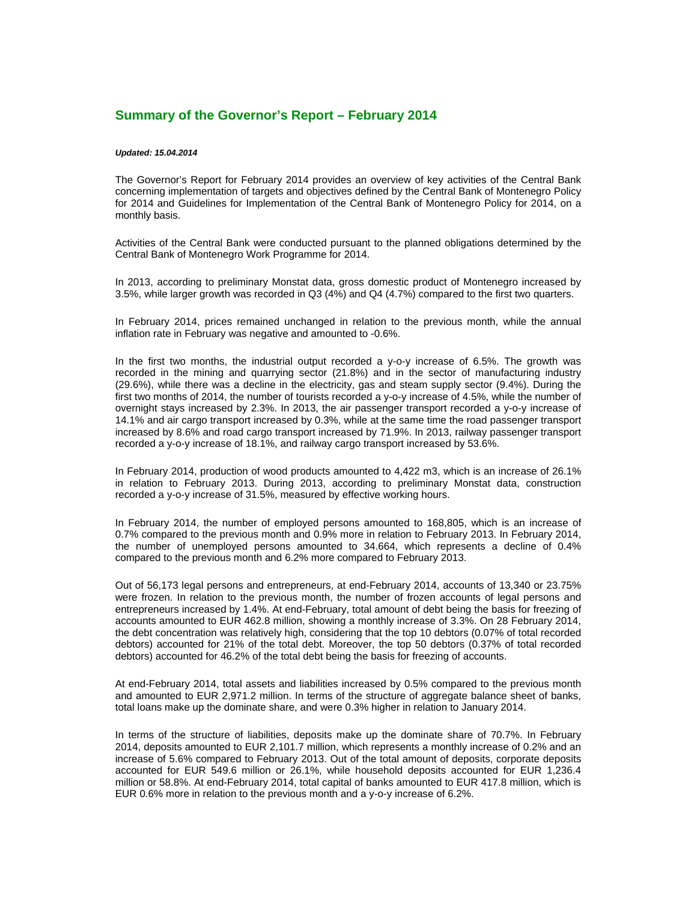# Summary of the Governor's Report – February 2014

***Updated: 15.04.2014***

The Governor's Report for February 2014 provides an overview of key activities of the Central Bank concerning implementation of targets and objectives defined by the Central Bank of Montenegro Policy for 2014 and Guidelines for Implementation of the Central Bank of Montenegro Policy for 2014, on a monthly basis.

Activities of the Central Bank were conducted pursuant to the planned obligations determined by the Central Bank of Montenegro Work Programme for 2014.

In 2013, according to preliminary Monstat data, gross domestic product of Montenegro increased by 3.5%, while larger growth was recorded in Q3 (4%) and Q4 (4.7%) compared to the first two quarters.

In February 2014, prices remained unchanged in relation to the previous month, while the annual inflation rate in February was negative and amounted to -0.6%.

In the first two months, the industrial output recorded a y-o-y increase of 6.5%. The growth was recorded in the mining and quarrying sector (21.8%) and in the sector of manufacturing industry (29.6%), while there was a decline in the electricity, gas and steam supply sector (9.4%). During the first two months of 2014, the number of tourists recorded a y-o-y increase of 4.5%, while the number of overnight stays increased by 2.3%. In 2013, the air passenger transport recorded a y-o-y increase of 14.1% and air cargo transport increased by 0.3%, while at the same time the road passenger transport increased by 8.6% and road cargo transport increased by 71.9%. In 2013, railway passenger transport recorded a y-o-y increase of 18.1%, and railway cargo transport increased by 53.6%.

In February 2014, production of wood products amounted to 4,422 m3, which is an increase of 26.1% in relation to February 2013. During 2013, according to preliminary Monstat data, construction recorded a y-o-y increase of 31.5%, measured by effective working hours.

In February 2014, the number of employed persons amounted to 168,805, which is an increase of 0.7% compared to the previous month and 0.9% more in relation to February 2013. In February 2014, the number of unemployed persons amounted to 34.664, which represents a decline of 0.4% compared to the previous month and 6.2% more compared to February 2013.

Out of 56,173 legal persons and entrepreneurs, at end-February 2014, accounts of 13,340 or 23.75% were frozen. In relation to the previous month, the number of frozen accounts of legal persons and entrepreneurs increased by 1.4%. At end-February, total amount of debt being the basis for freezing of accounts amounted to EUR 462.8 million, showing a monthly increase of 3.3%. On 28 February 2014, the debt concentration was relatively high, considering that the top 10 debtors (0.07% of total recorded debtors) accounted for 21% of the total debt. Moreover, the top 50 debtors (0.37% of total recorded debtors) accounted for 46.2% of the total debt being the basis for freezing of accounts.

At end-February 2014, total assets and liabilities increased by 0.5% compared to the previous month and amounted to EUR 2,971.2 million. In terms of the structure of aggregate balance sheet of banks, total loans make up the dominate share, and were 0.3% higher in relation to January 2014.

In terms of the structure of liabilities, deposits make up the dominate share of 70.7%. In February 2014, deposits amounted to EUR 2,101.7 million, which represents a monthly increase of 0.2% and an increase of 5.6% compared to February 2013. Out of the total amount of deposits, corporate deposits accounted for EUR 549.6 million or 26.1%, while household deposits accounted for EUR 1,236.4 million or 58.8%. At end-February 2014, total capital of banks amounted to EUR 417.8 million, which is EUR 0.6% more in relation to the previous month and a y-o-y increase of 6.2%.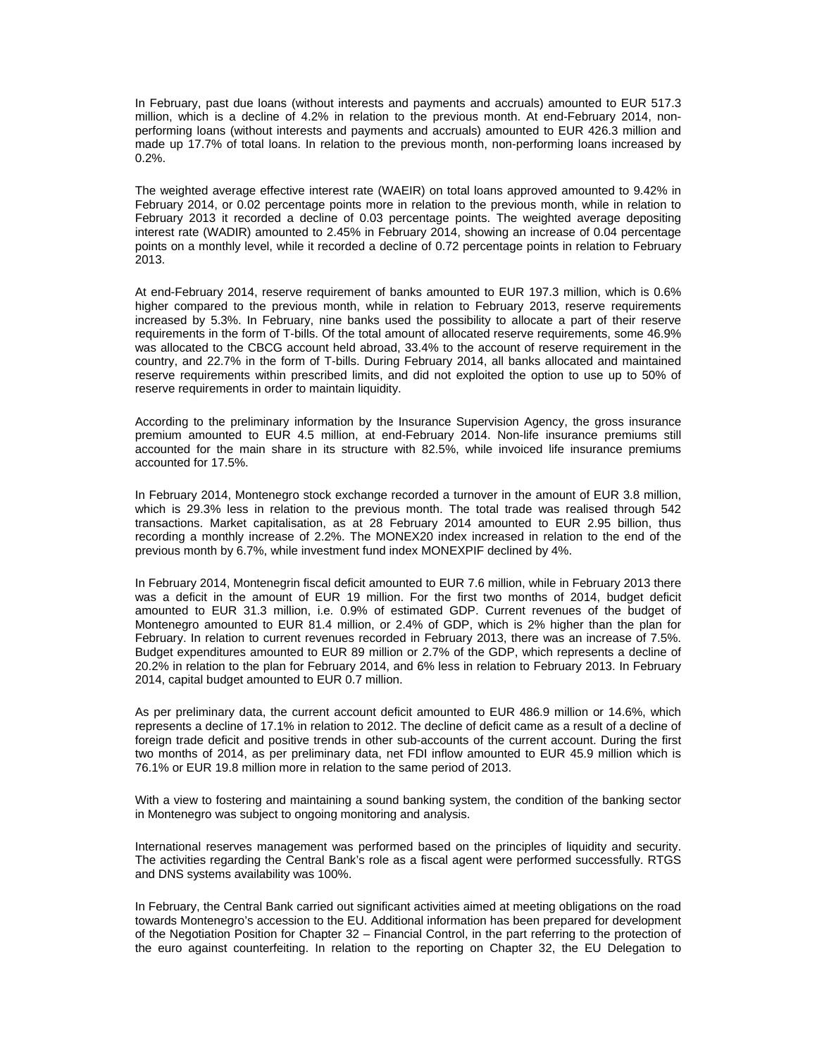In February, past due loans (without interests and payments and accruals) amounted to EUR 517.3 million, which is a decline of 4.2% in relation to the previous month. At end-February 2014, non-performing loans (without interests and payments and accruals) amounted to EUR 426.3 million and made up 17.7% of total loans. In relation to the previous month, non-performing loans increased by 0.2%.

The weighted average effective interest rate (WAEIR) on total loans approved amounted to 9.42% in February 2014, or 0.02 percentage points more in relation to the previous month, while in relation to February 2013 it recorded a decline of 0.03 percentage points. The weighted average depositing interest rate (WADIR) amounted to 2.45% in February 2014, showing an increase of 0.04 percentage points on a monthly level, while it recorded a decline of 0.72 percentage points in relation to February 2013.

At end-February 2014, reserve requirement of banks amounted to EUR 197.3 million, which is 0.6% higher compared to the previous month, while in relation to February 2013, reserve requirements increased by 5.3%. In February, nine banks used the possibility to allocate a part of their reserve requirements in the form of T-bills. Of the total amount of allocated reserve requirements, some 46.9% was allocated to the CBCG account held abroad, 33.4% to the account of reserve requirement in the country, and 22.7% in the form of T-bills. During February 2014, all banks allocated and maintained reserve requirements within prescribed limits, and did not exploited the option to use up to 50% of reserve requirements in order to maintain liquidity.

According to the preliminary information by the Insurance Supervision Agency, the gross insurance premium amounted to EUR 4.5 million, at end-February 2014. Non-life insurance premiums still accounted for the main share in its structure with 82.5%, while invoiced life insurance premiums accounted for 17.5%.

In February 2014, Montenegro stock exchange recorded a turnover in the amount of EUR 3.8 million, which is 29.3% less in relation to the previous month. The total trade was realised through 542 transactions. Market capitalisation, as at 28 February 2014 amounted to EUR 2.95 billion, thus recording a monthly increase of 2.2%. The MONEX20 index increased in relation to the end of the previous month by 6.7%, while investment fund index MONEXPIF declined by 4%.

In February 2014, Montenegrin fiscal deficit amounted to EUR 7.6 million, while in February 2013 there was a deficit in the amount of EUR 19 million. For the first two months of 2014, budget deficit amounted to EUR 31.3 million, i.e. 0.9% of estimated GDP. Current revenues of the budget of Montenegro amounted to EUR 81.4 million, or 2.4% of GDP, which is 2% higher than the plan for February. In relation to current revenues recorded in February 2013, there was an increase of 7.5%. Budget expenditures amounted to EUR 89 million or 2.7% of the GDP, which represents a decline of 20.2% in relation to the plan for February 2014, and 6% less in relation to February 2013. In February 2014, capital budget amounted to EUR 0.7 million.

As per preliminary data, the current account deficit amounted to EUR 486.9 million or 14.6%, which represents a decline of 17.1% in relation to 2012. The decline of deficit came as a result of a decline of foreign trade deficit and positive trends in other sub-accounts of the current account. During the first two months of 2014, as per preliminary data, net FDI inflow amounted to EUR 45.9 million which is 76.1% or EUR 19.8 million more in relation to the same period of 2013.

With a view to fostering and maintaining a sound banking system, the condition of the banking sector in Montenegro was subject to ongoing monitoring and analysis.

International reserves management was performed based on the principles of liquidity and security. The activities regarding the Central Bank's role as a fiscal agent were performed successfully. RTGS and DNS systems availability was 100%.

In February, the Central Bank carried out significant activities aimed at meeting obligations on the road towards Montenegro's accession to the EU. Additional information has been prepared for development of the Negotiation Position for Chapter 32 – Financial Control, in the part referring to the protection of the euro against counterfeiting. In relation to the reporting on Chapter 32, the EU Delegation to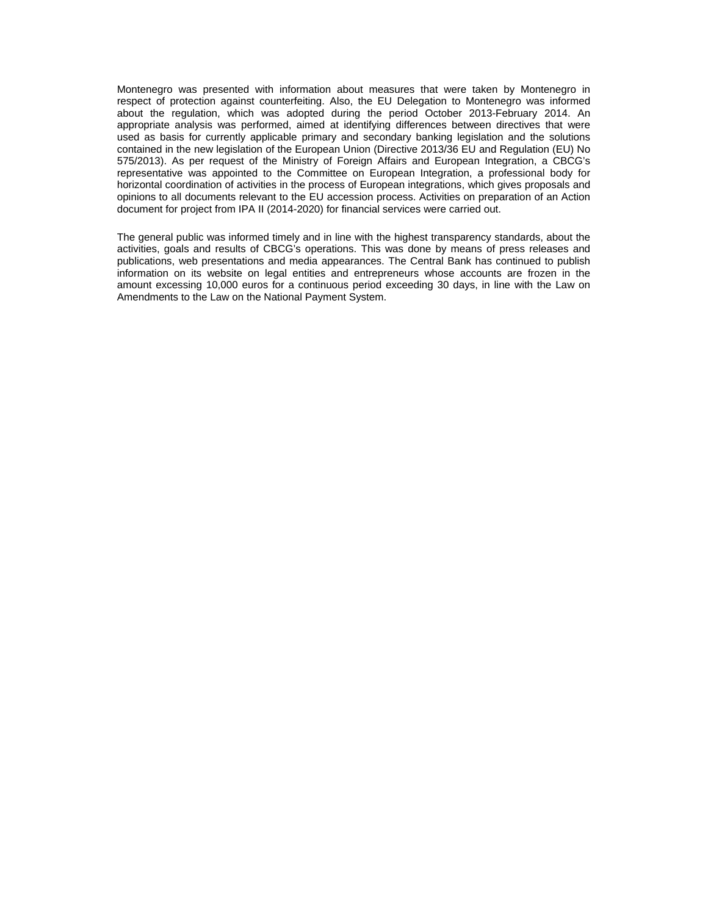Montenegro was presented with information about measures that were taken by Montenegro in respect of protection against counterfeiting. Also, the EU Delegation to Montenegro was informed about the regulation, which was adopted during the period October 2013-February 2014. An appropriate analysis was performed, aimed at identifying differences between directives that were used as basis for currently applicable primary and secondary banking legislation and the solutions contained in the new legislation of the European Union (Directive 2013/36 EU and Regulation (EU) No 575/2013). As per request of the Ministry of Foreign Affairs and European Integration, a CBCG's representative was appointed to the Committee on European Integration, a professional body for horizontal coordination of activities in the process of European integrations, which gives proposals and opinions to all documents relevant to the EU accession process. Activities on preparation of an Action document for project from IPA II (2014-2020) for financial services were carried out.

The general public was informed timely and in line with the highest transparency standards, about the activities, goals and results of CBCG's operations. This was done by means of press releases and publications, web presentations and media appearances. The Central Bank has continued to publish information on its website on legal entities and entrepreneurs whose accounts are frozen in the amount excessing 10,000 euros for a continuous period exceeding 30 days, in line with the Law on Amendments to the Law on the National Payment System.